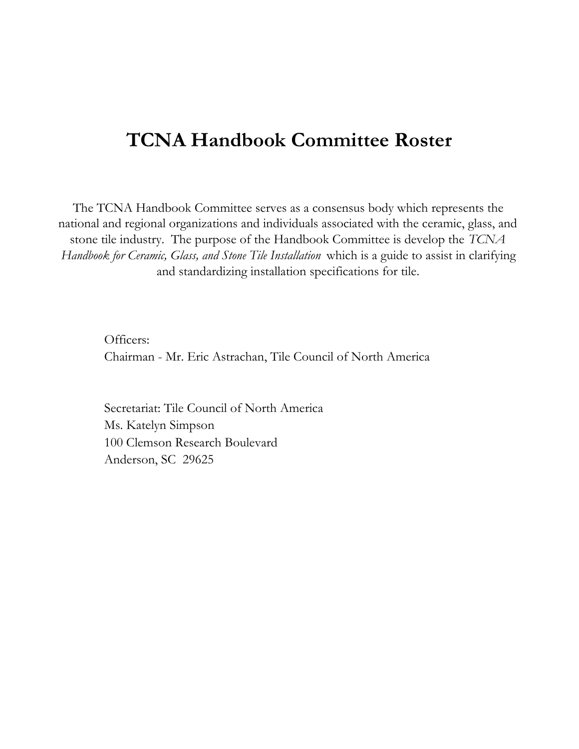# TCNA Handbook Committee Roster

The TCNA Handbook Committee serves as a consensus body which represents the national and regional organizations and individuals associated with the ceramic, glass, and stone tile industry. The purpose of the Handbook Committee is develop the *TCNA Handbook for Ceramic, Glass, and Stone Tile Installation* which is a guide to assist in clarifying and standardizing installation specifications for tile.

Officers:
Chairman - Mr. Eric Astrachan, Tile Council of North America

Secretariat: Tile Council of North America
Ms. Katelyn Simpson
100 Clemson Research Boulevard
Anderson, SC 29625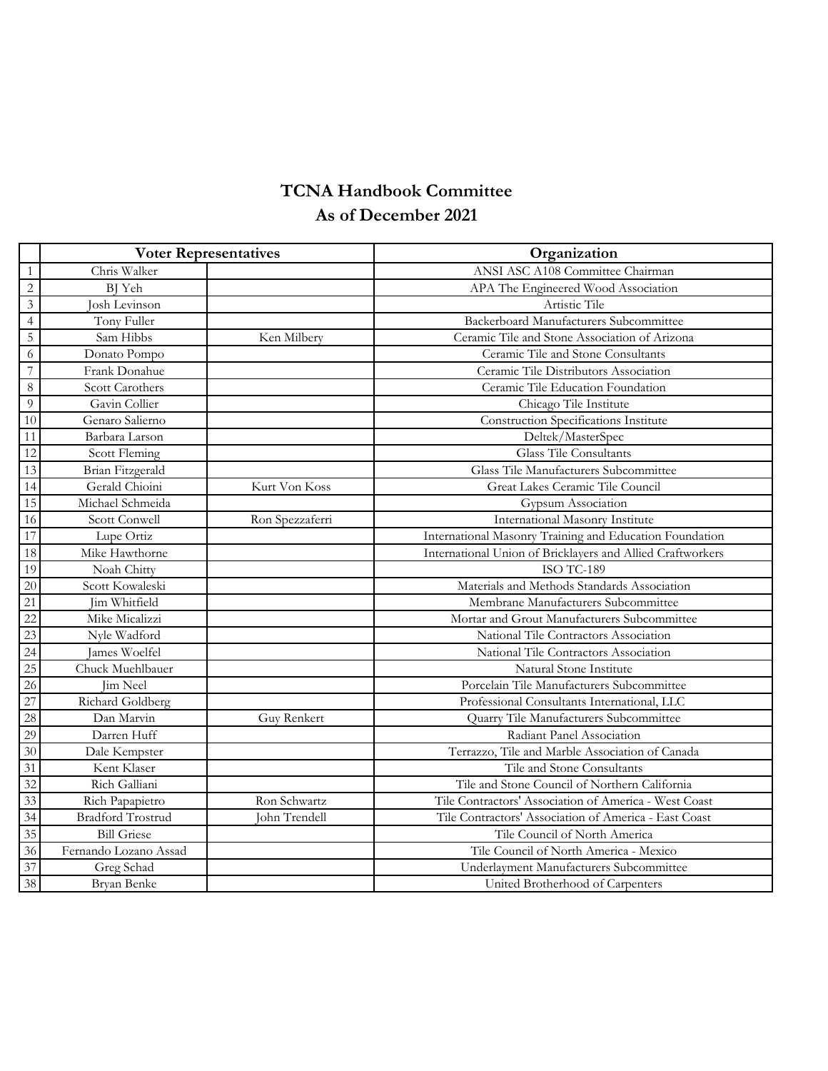# TCNA Handbook Committee

## As of December 2021

| | Voter Representatives | | Organization |
|---|---|---|---|
| 1 | Chris Walker | | ANSI ASC A108 Committee Chairman |
| 2 | BJ Yeh | | APA The Engineered Wood Association |
| 3 | Josh Levinson | | Artistic Tile |
| 4 | Tony Fuller | | Backerboard Manufacturers Subcommittee |
| 5 | Sam Hibbs | Ken Milbery | Ceramic Tile and Stone Association of Arizona |
| 6 | Donato Pompo | | Ceramic Tile and Stone Consultants |
| 7 | Frank Donahue | | Ceramic Tile Distributors Association |
| 8 | Scott Carothers | | Ceramic Tile Education Foundation |
| 9 | Gavin Collier | | Chicago Tile Institute |
| 10 | Genaro Salierno | | Construction Specifications Institute |
| 11 | Barbara Larson | | Deltek/MasterSpec |
| 12 | Scott Fleming | | Glass Tile Consultants |
| 13 | Brian Fitzgerald | | Glass Tile Manufacturers Subcommittee |
| 14 | Gerald Chioini | Kurt Von Koss | Great Lakes Ceramic Tile Council |
| 15 | Michael Schmeida | | Gypsum Association |
| 16 | Scott Conwell | Ron Spezzaferri | International Masonry Institute |
| 17 | Lupe Ortiz | | International Masonry Training and Education Foundation |
| 18 | Mike Hawthorne | | International Union of Bricklayers and Allied Craftworkers |
| 19 | Noah Chitty | | ISO TC-189 |
| 20 | Scott Kowaleski | | Materials and Methods Standards Association |
| 21 | Jim Whitfield | | Membrane Manufacturers Subcommittee |
| 22 | Mike Micalizzi | | Mortar and Grout Manufacturers Subcommittee |
| 23 | Nyle Wadford | | National Tile Contractors Association |
| 24 | James Woelfel | | National Tile Contractors Association |
| 25 | Chuck Muehlbauer | | Natural Stone Institute |
| 26 | Jim Neel | | Porcelain Tile Manufacturers Subcommittee |
| 27 | Richard Goldberg | | Professional Consultants International, LLC |
| 28 | Dan Marvin | Guy Renkert | Quarry Tile Manufacturers Subcommittee |
| 29 | Darren Huff | | Radiant Panel Association |
| 30 | Dale Kempster | | Terrazzo, Tile and Marble Association of Canada |
| 31 | Kent Klaser | | Tile and Stone Consultants |
| 32 | Rich Galliani | | Tile and Stone Council of Northern California |
| 33 | Rich Papapietro | Ron Schwartz | Tile Contractors' Association of America - West Coast |
| 34 | Bradford Trostrud | John Trendell | Tile Contractors' Association of America - East Coast |
| 35 | Bill Griese | | Tile Council of North America |
| 36 | Fernando Lozano Assad | | Tile Council of North America - Mexico |
| 37 | Greg Schad | | Underlayment Manufacturers Subcommittee |
| 38 | Bryan Benke | | United Brotherhood of Carpenters |